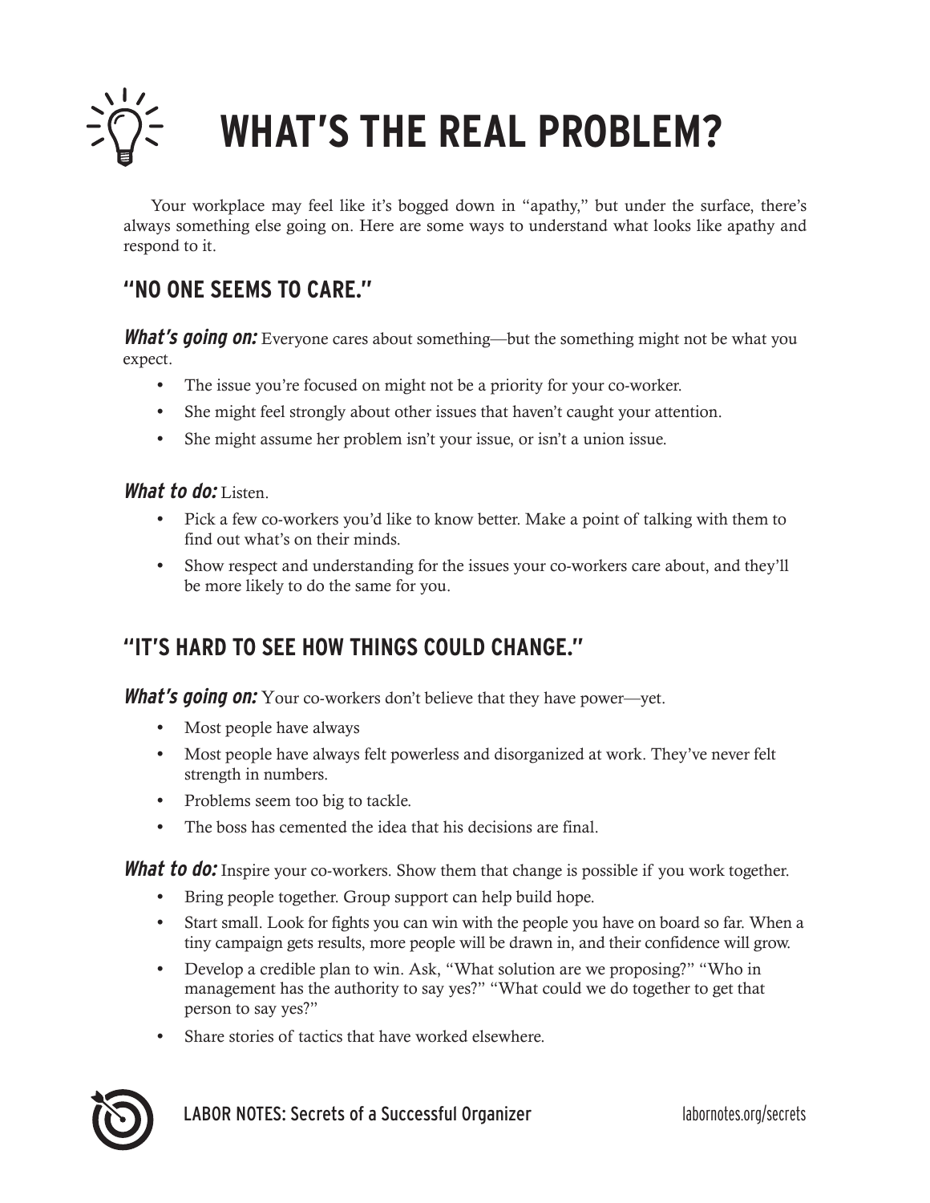# WHAT'S THE REAL PROBLEM?

Your workplace may feel like it's bogged down in "apathy," but under the surface, there's always something else going on. Here are some ways to understand what looks like apathy and respond to it.

## "NO ONE SEEMS TO CARE."

***What's going on:*** Everyone cares about something—but the something might not be what you expect.

- The issue you're focused on might not be a priority for your co-worker.
- She might feel strongly about other issues that haven't caught your attention.
- She might assume her problem isn't your issue, or isn't a union issue.

***What to do:*** Listen.

- Pick a few co-workers you'd like to know better. Make a point of talking with them to find out what's on their minds.
- Show respect and understanding for the issues your co-workers care about, and they'll be more likely to do the same for you.

## "IT'S HARD TO SEE HOW THINGS COULD CHANGE."

***What's going on:*** Your co-workers don't believe that they have power—yet.

- Most people have always
- Most people have always felt powerless and disorganized at work. They've never felt strength in numbers.
- Problems seem too big to tackle.
- The boss has cemented the idea that his decisions are final.

***What to do:*** Inspire your co-workers. Show them that change is possible if you work together.

- Bring people together. Group support can help build hope.
- Start small. Look for fights you can win with the people you have on board so far. When a tiny campaign gets results, more people will be drawn in, and their confidence will grow.
- Develop a credible plan to win. Ask, "What solution are we proposing?" "Who in management has the authority to say yes?" "What could we do together to get that person to say yes?"
- Share stories of tactics that have worked elsewhere.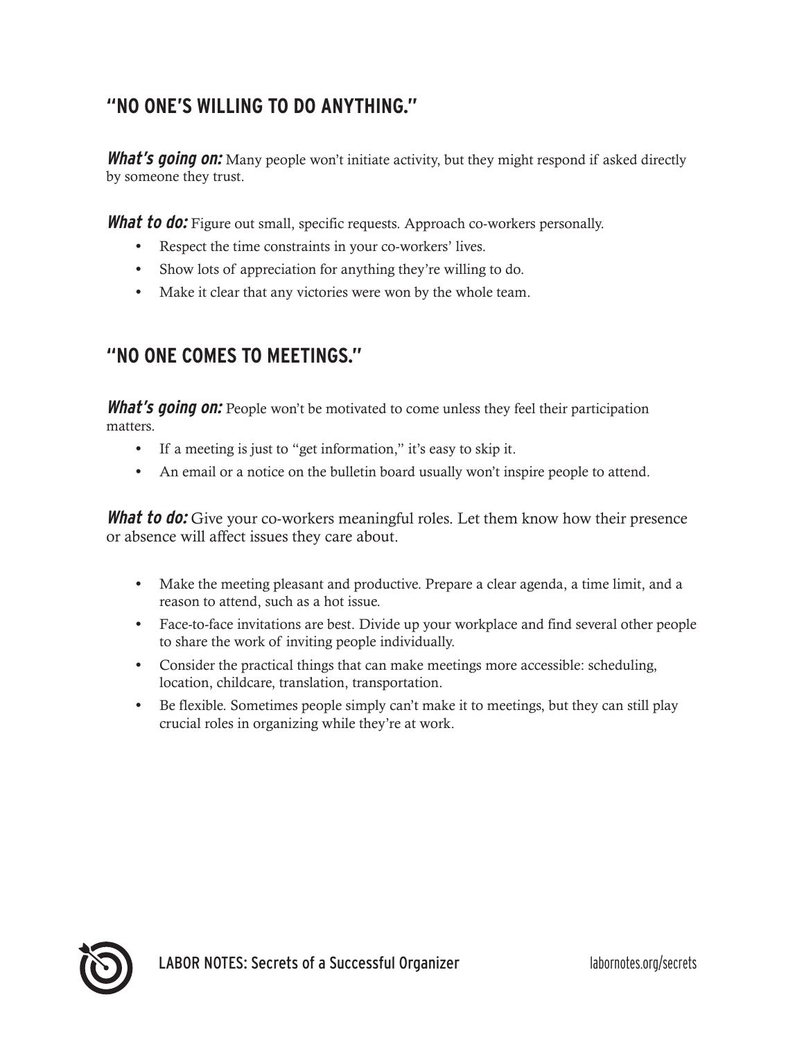## "NO ONE'S WILLING TO DO ANYTHING."

***What's going on:*** Many people won't initiate activity, but they might respond if asked directly by someone they trust.

***What to do:*** Figure out small, specific requests. Approach co-workers personally.

- Respect the time constraints in your co-workers' lives.
- Show lots of appreciation for anything they're willing to do.
- Make it clear that any victories were won by the whole team.

## "NO ONE COMES TO MEETINGS."

***What's going on:*** People won't be motivated to come unless they feel their participation matters.

- If a meeting is just to "get information," it's easy to skip it.
- An email or a notice on the bulletin board usually won't inspire people to attend.

***What to do:*** Give your co-workers meaningful roles. Let them know how their presence or absence will affect issues they care about.

- Make the meeting pleasant and productive. Prepare a clear agenda, a time limit, and a reason to attend, such as a hot issue.
- Face-to-face invitations are best. Divide up your workplace and find several other people to share the work of inviting people individually.
- Consider the practical things that can make meetings more accessible: scheduling, location, childcare, translation, transportation.
- Be flexible. Sometimes people simply can't make it to meetings, but they can still play crucial roles in organizing while they're at work.